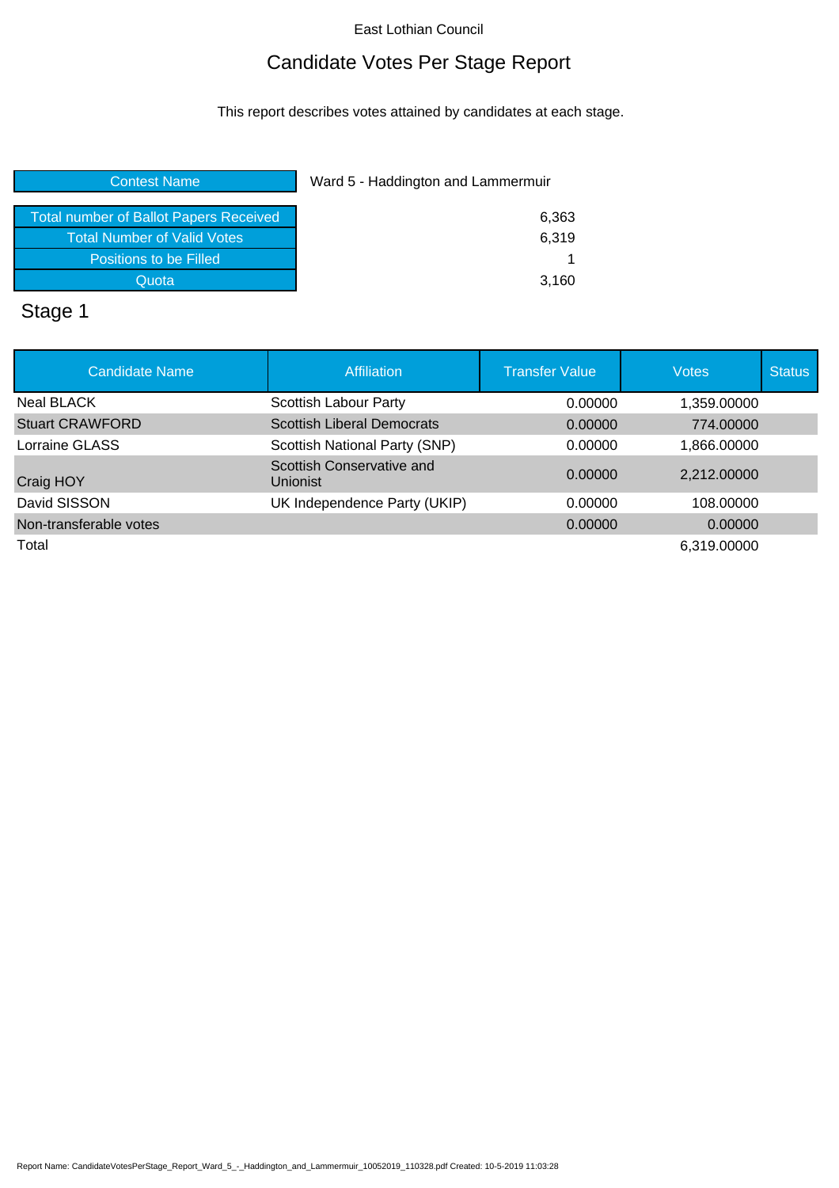East Lothian Council

# Candidate Votes Per Stage Report

This report describes votes attained by candidates at each stage.

| Contest Name | Ward 5 - Haddington and Lammermuir |
|---|---|
| Total number of Ballot Papers Received | 6,363 |
| Total Number of Valid Votes | 6,319 |
| Positions to be Filled | 1 |
| Quota | 3,160 |

## Stage 1

| Candidate Name | Affiliation | Transfer Value | Votes | Status |
|---|---|---|---|---|
| Neal BLACK | Scottish Labour Party | 0.00000 | 1,359.00000 | |
| Stuart CRAWFORD | Scottish Liberal Democrats | 0.00000 | 774.00000 | |
| Lorraine GLASS | Scottish National Party (SNP) | 0.00000 | 1,866.00000 | |
| Craig HOY | Scottish Conservative and Unionist | 0.00000 | 2,212.00000 | |
| David SISSON | UK Independence Party (UKIP) | 0.00000 | 108.00000 | |
| Non-transferable votes | | 0.00000 | 0.00000 | |
| Total | | | 6,319.00000 | |

Report Name: CandidateVotesPerStage_Report_Ward_5_-_Haddington_and_Lammermuir_10052019_110328.pdf Created: 10-5-2019 11:03:28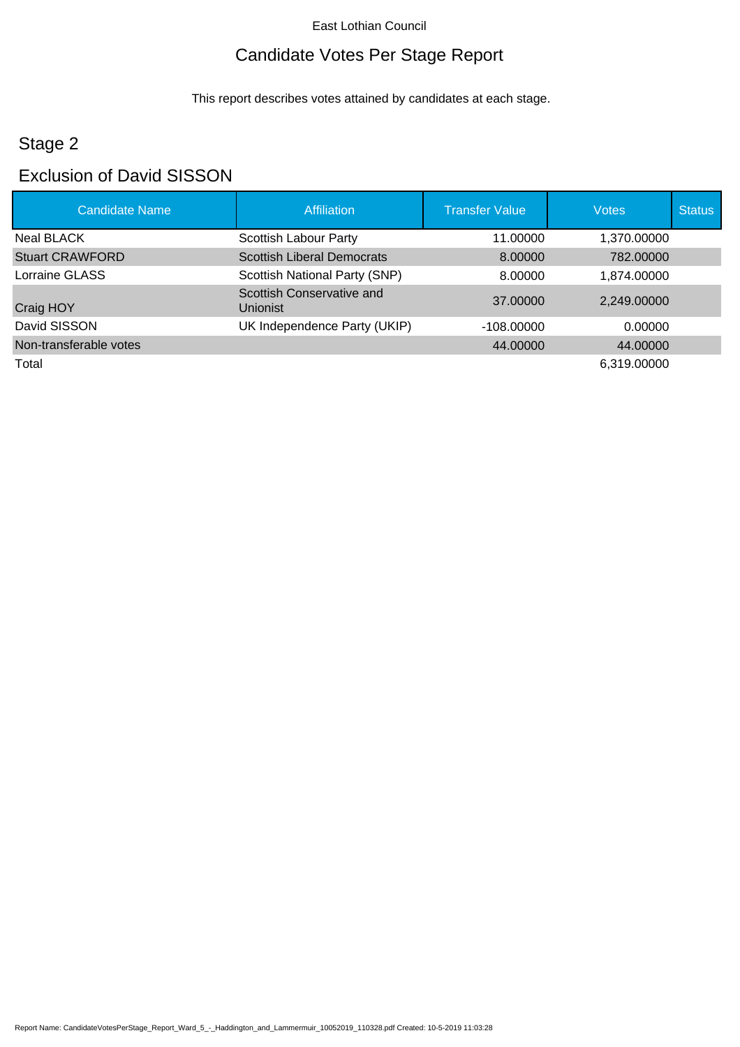East Lothian Council

# Candidate Votes Per Stage Report

This report describes votes attained by candidates at each stage.

## Stage 2

## Exclusion of David SISSON

| Candidate Name | Affiliation | Transfer Value | Votes | Status |
|---|---|---|---|---|
| Neal BLACK | Scottish Labour Party | 11.00000 | 1,370.00000 | |
| Stuart CRAWFORD | Scottish Liberal Democrats | 8.00000 | 782.00000 | |
| Lorraine GLASS | Scottish National Party (SNP) | 8.00000 | 1,874.00000 | |
| Craig HOY | Scottish Conservative and Unionist | 37.00000 | 2,249.00000 | |
| David SISSON | UK Independence Party (UKIP) | -108.00000 | 0.00000 | |
| Non-transferable votes | | 44.00000 | 44.00000 | |
| Total | | | 6,319.00000 | |

Report Name: CandidateVotesPerStage_Report_Ward_5_-_Haddington_and_Lammermuir_10052019_110328.pdf Created: 10-5-2019 11:03:28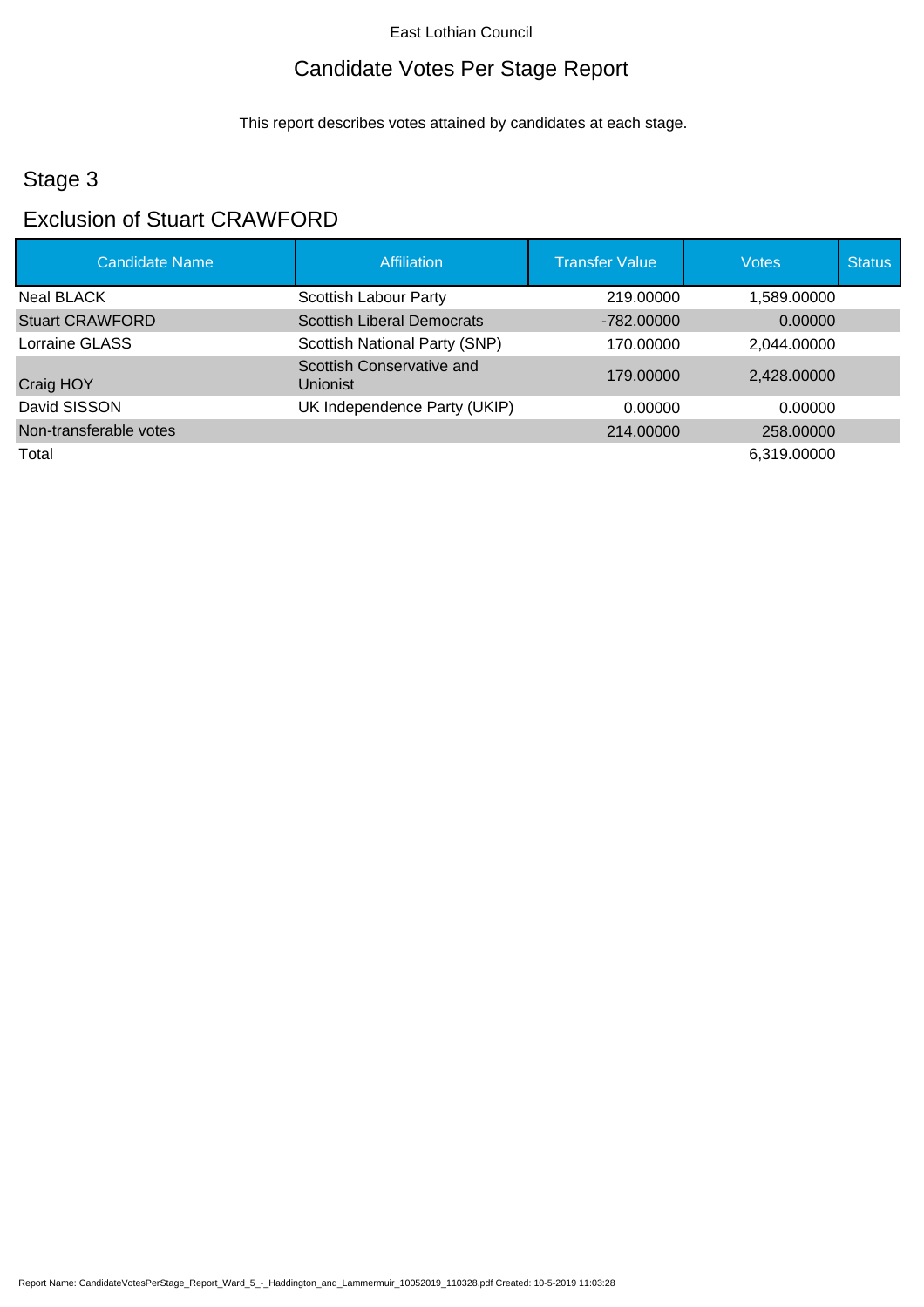East Lothian Council

# Candidate Votes Per Stage Report

This report describes votes attained by candidates at each stage.

## Stage 3

## Exclusion of Stuart CRAWFORD

| Candidate Name | Affiliation | Transfer Value | Votes | Status |
|---|---|---|---|---|
| Neal BLACK | Scottish Labour Party | 219.00000 | 1,589.00000 | |
| Stuart CRAWFORD | Scottish Liberal Democrats | -782.00000 | 0.00000 | |
| Lorraine GLASS | Scottish National Party (SNP) | 170.00000 | 2,044.00000 | |
| Craig HOY | Scottish Conservative and Unionist | 179.00000 | 2,428.00000 | |
| David SISSON | UK Independence Party (UKIP) | 0.00000 | 0.00000 | |
| Non-transferable votes | | 214.00000 | 258.00000 | |
| Total | | | 6,319.00000 | |

Report Name: CandidateVotesPerStage_Report_Ward_5_-_Haddington_and_Lammermuir_10052019_110328.pdf Created: 10-5-2019 11:03:28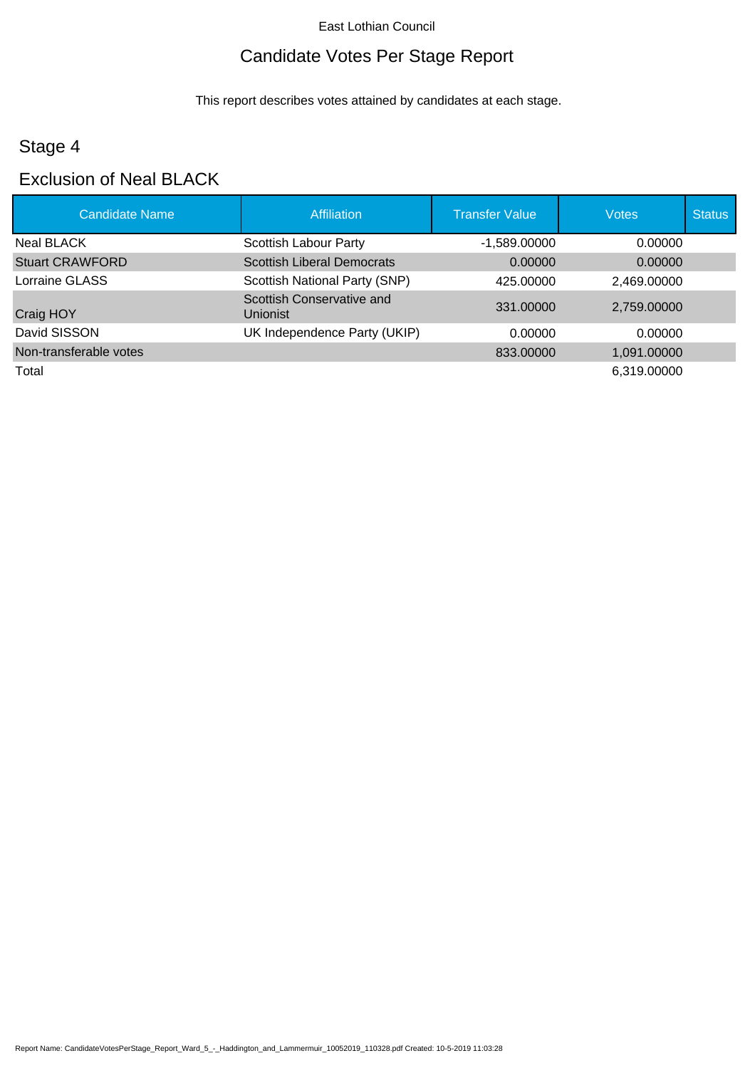East Lothian Council

# Candidate Votes Per Stage Report

This report describes votes attained by candidates at each stage.

## Stage 4

## Exclusion of Neal BLACK

| Candidate Name | Affiliation | Transfer Value | Votes | Status |
|---|---|---|---|---|
| Neal BLACK | Scottish Labour Party | -1,589.00000 | 0.00000 | |
| Stuart CRAWFORD | Scottish Liberal Democrats | 0.00000 | 0.00000 | |
| Lorraine GLASS | Scottish National Party (SNP) | 425.00000 | 2,469.00000 | |
| Craig HOY | Scottish Conservative and Unionist | 331.00000 | 2,759.00000 | |
| David SISSON | UK Independence Party (UKIP) | 0.00000 | 0.00000 | |
| Non-transferable votes | | 833.00000 | 1,091.00000 | |
| Total | | | 6,319.00000 | |

Report Name: CandidateVotesPerStage_Report_Ward_5_-_Haddington_and_Lammermuir_10052019_110328.pdf Created: 10-5-2019 11:03:28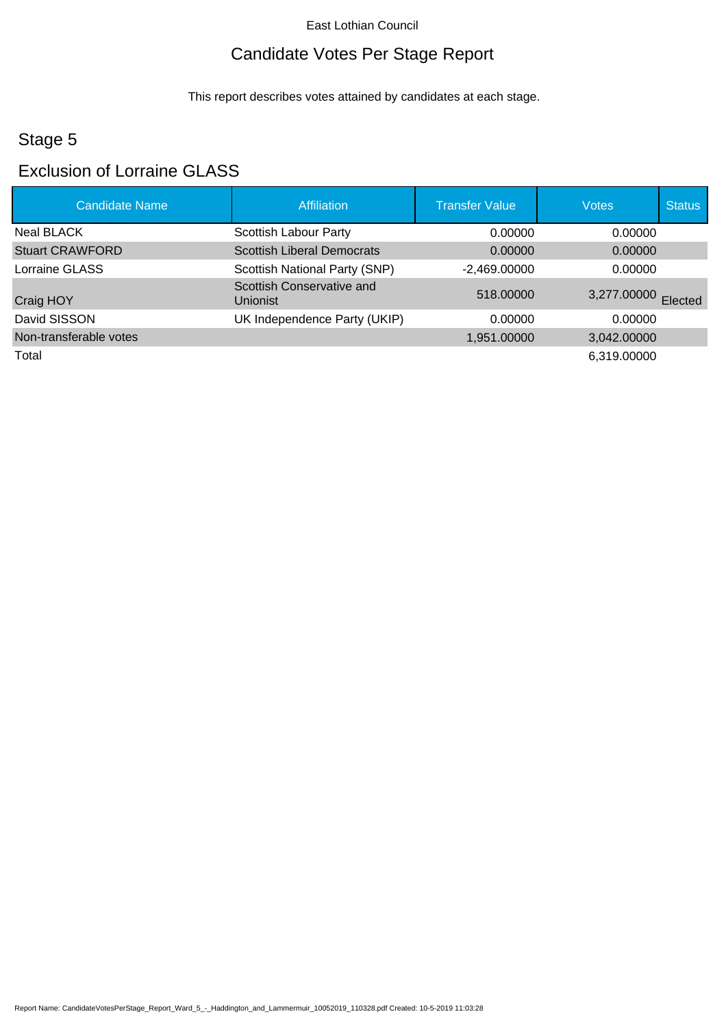East Lothian Council

# Candidate Votes Per Stage Report

This report describes votes attained by candidates at each stage.

## Stage 5

## Exclusion of Lorraine GLASS

| Candidate Name | Affiliation | Transfer Value | Votes | Status |
|---|---|---|---|---|
| Neal BLACK | Scottish Labour Party | 0.00000 | 0.00000 | |
| Stuart CRAWFORD | Scottish Liberal Democrats | 0.00000 | 0.00000 | |
| Lorraine GLASS | Scottish National Party (SNP) | -2,469.00000 | 0.00000 | |
| Craig HOY | Scottish Conservative and Unionist | 518.00000 | 3,277.00000 | Elected |
| David SISSON | UK Independence Party (UKIP) | 0.00000 | 0.00000 | |
| Non-transferable votes | | 1,951.00000 | 3,042.00000 | |
| Total | | | 6,319.00000 | |

Report Name: CandidateVotesPerStage_Report_Ward_5_-_Haddington_and_Lammermuir_10052019_110328.pdf Created: 10-5-2019 11:03:28